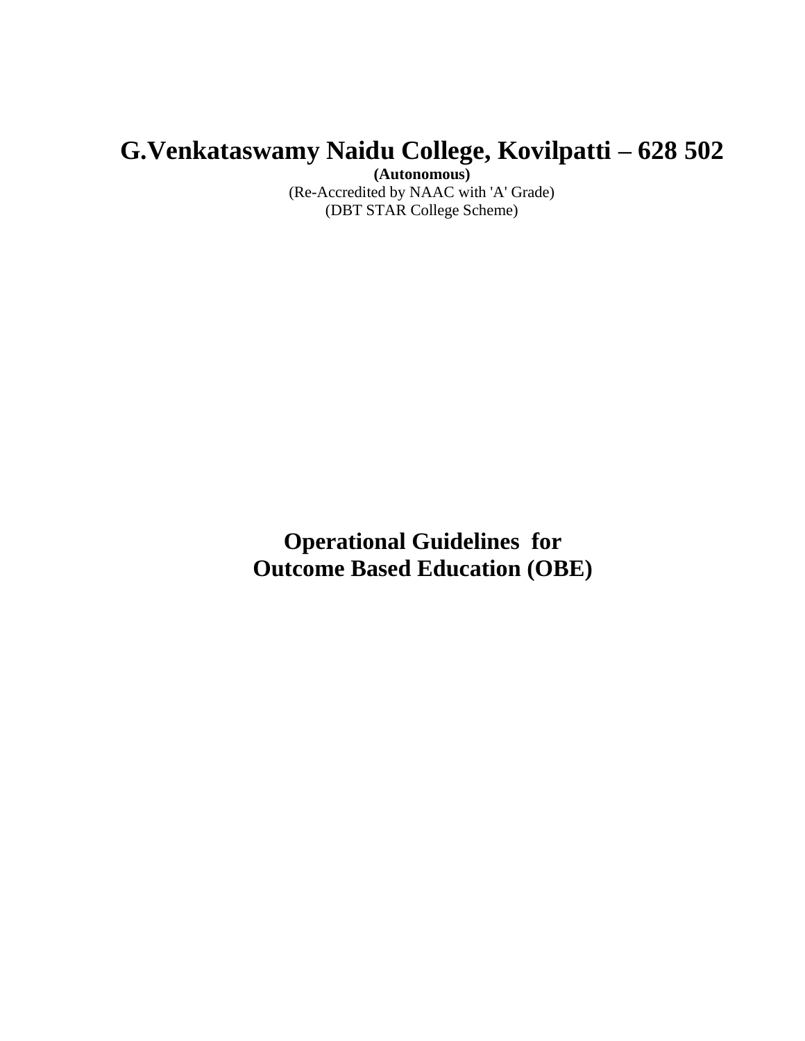# G.Venkataswamy Naidu College, Kovilpatti – 628 502

**(Autonomous)**

(Re-Accredited by NAAC with 'A' Grade)

(DBT STAR College Scheme)

## Operational Guidelines for Outcome Based Education (OBE)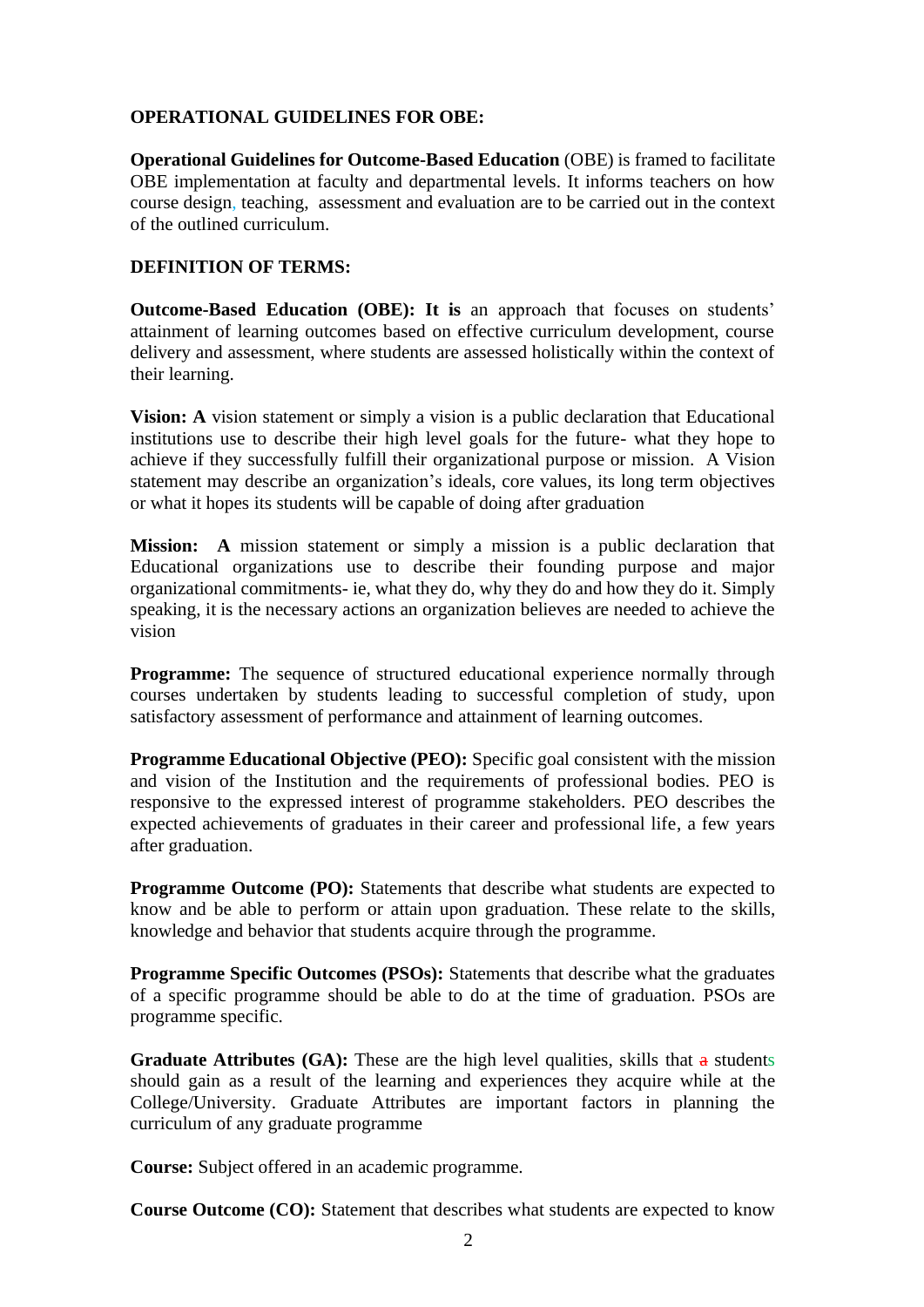**OPERATIONAL GUIDELINES FOR OBE:**

**Operational Guidelines for Outcome-Based Education** (OBE) is framed to facilitate OBE implementation at faculty and departmental levels. It informs teachers on how course design, teaching, assessment and evaluation are to be carried out in the context of the outlined curriculum.

**DEFINITION OF TERMS:**

**Outcome-Based Education (OBE): It is** an approach that focuses on students' attainment of learning outcomes based on effective curriculum development, course delivery and assessment, where students are assessed holistically within the context of their learning.

**Vision: A** vision statement or simply a vision is a public declaration that Educational institutions use to describe their high level goals for the future- what they hope to achieve if they successfully fulfill their organizational purpose or mission. A Vision statement may describe an organization's ideals, core values, its long term objectives or what it hopes its students will be capable of doing after graduation

**Mission: A** mission statement or simply a mission is a public declaration that Educational organizations use to describe their founding purpose and major organizational commitments- ie, what they do, why they do and how they do it. Simply speaking, it is the necessary actions an organization believes are needed to achieve the vision

**Programme:** The sequence of structured educational experience normally through courses undertaken by students leading to successful completion of study, upon satisfactory assessment of performance and attainment of learning outcomes.

**Programme Educational Objective (PEO):** Specific goal consistent with the mission and vision of the Institution and the requirements of professional bodies. PEO is responsive to the expressed interest of programme stakeholders. PEO describes the expected achievements of graduates in their career and professional life, a few years after graduation.

**Programme Outcome (PO):** Statements that describe what students are expected to know and be able to perform or attain upon graduation. These relate to the skills, knowledge and behavior that students acquire through the programme.

**Programme Specific Outcomes (PSOs):** Statements that describe what the graduates of a specific programme should be able to do at the time of graduation. PSOs are programme specific.

**Graduate Attributes (GA):** These are the high level qualities, skills that ~~a~~ students should gain as a result of the learning and experiences they acquire while at the College/University. Graduate Attributes are important factors in planning the curriculum of any graduate programme

**Course:** Subject offered in an academic programme.

**Course Outcome (CO):** Statement that describes what students are expected to know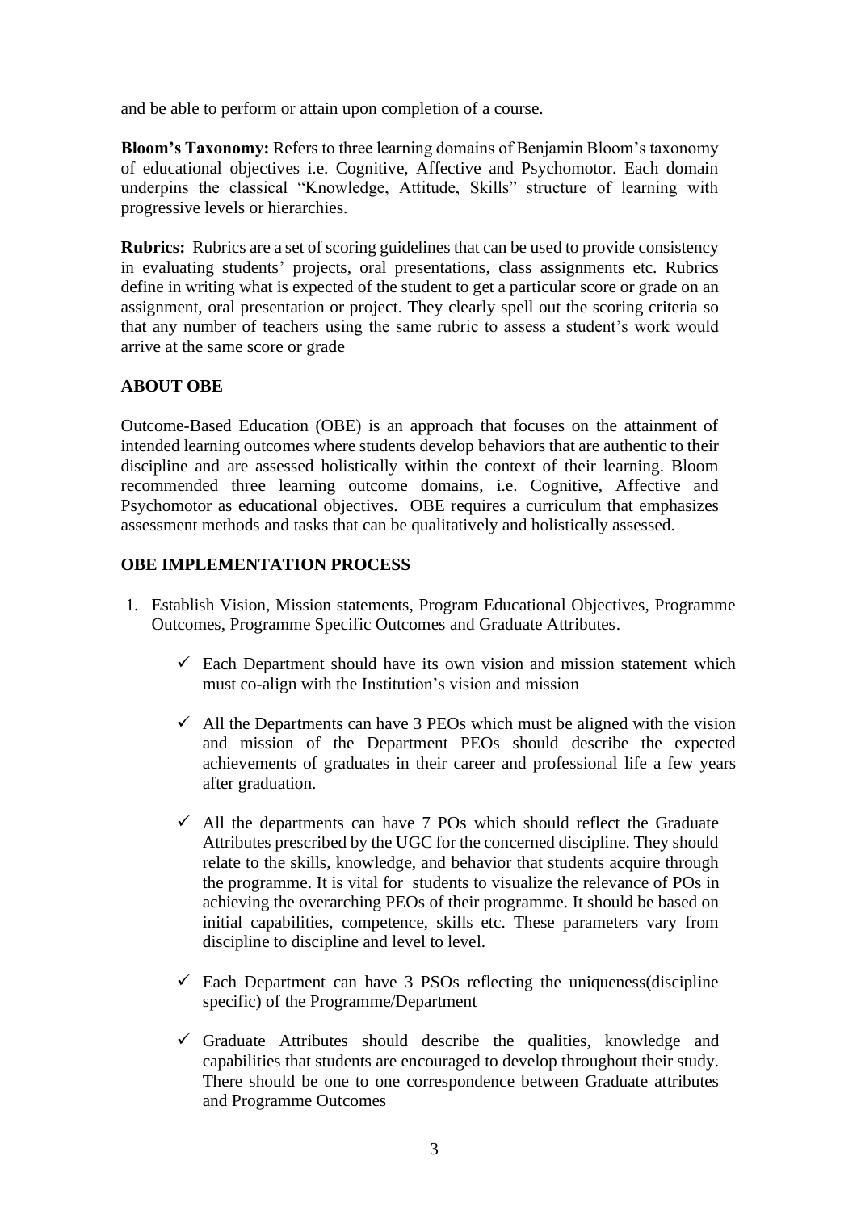and be able to perform or attain upon completion of a course.

**Bloom's Taxonomy:** Refers to three learning domains of Benjamin Bloom's taxonomy of educational objectives i.e. Cognitive, Affective and Psychomotor. Each domain underpins the classical "Knowledge, Attitude, Skills" structure of learning with progressive levels or hierarchies.

**Rubrics:** Rubrics are a set of scoring guidelines that can be used to provide consistency in evaluating students' projects, oral presentations, class assignments etc. Rubrics define in writing what is expected of the student to get a particular score or grade on an assignment, oral presentation or project. They clearly spell out the scoring criteria so that any number of teachers using the same rubric to assess a student's work would arrive at the same score or grade

**ABOUT OBE**

Outcome-Based Education (OBE) is an approach that focuses on the attainment of intended learning outcomes where students develop behaviors that are authentic to their discipline and are assessed holistically within the context of their learning. Bloom recommended three learning outcome domains, i.e. Cognitive, Affective and Psychomotor as educational objectives. OBE requires a curriculum that emphasizes assessment methods and tasks that can be qualitatively and holistically assessed.

**OBE IMPLEMENTATION PROCESS**

1. Establish Vision, Mission statements, Program Educational Objectives, Programme Outcomes, Programme Specific Outcomes and Graduate Attributes.

   - ✓ Each Department should have its own vision and mission statement which must co-align with the Institution's vision and mission

   - ✓ All the Departments can have 3 PEOs which must be aligned with the vision and mission of the Department PEOs should describe the expected achievements of graduates in their career and professional life a few years after graduation.

   - ✓ All the departments can have 7 POs which should reflect the Graduate Attributes prescribed by the UGC for the concerned discipline. They should relate to the skills, knowledge, and behavior that students acquire through the programme. It is vital for students to visualize the relevance of POs in achieving the overarching PEOs of their programme. It should be based on initial capabilities, competence, skills etc. These parameters vary from discipline to discipline and level to level.

   - ✓ Each Department can have 3 PSOs reflecting the uniqueness(discipline specific) of the Programme/Department

   - ✓ Graduate Attributes should describe the qualities, knowledge and capabilities that students are encouraged to develop throughout their study. There should be one to one correspondence between Graduate attributes and Programme Outcomes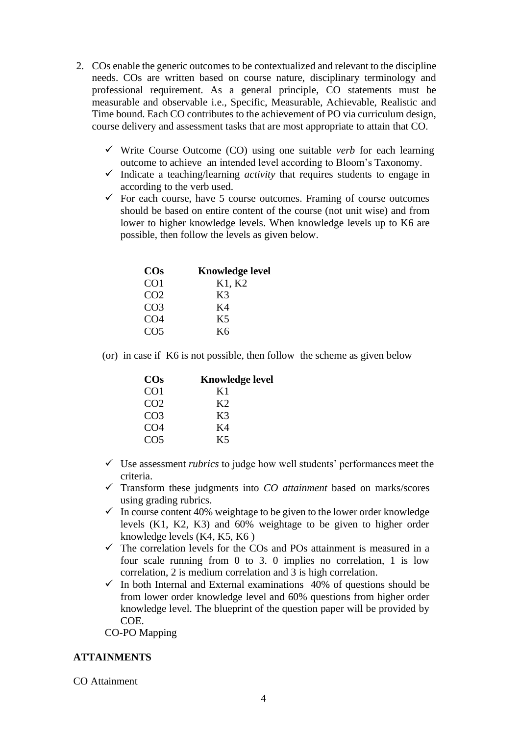2. COs enable the generic outcomes to be contextualized and relevant to the discipline needs. COs are written based on course nature, disciplinary terminology and professional requirement. As a general principle, CO statements must be measurable and observable i.e., Specific, Measurable, Achievable, Realistic and Time bound. Each CO contributes to the achievement of PO via curriculum design, course delivery and assessment tasks that are most appropriate to attain that CO.

   - ✓ Write Course Outcome (CO) using one suitable *verb* for each learning outcome to achieve an intended level according to Bloom's Taxonomy.
   - ✓ Indicate a teaching/learning *activity* that requires students to engage in according to the verb used.
   - ✓ For each course, have 5 course outcomes. Framing of course outcomes should be based on entire content of the course (not unit wise) and from lower to higher knowledge levels. When knowledge levels up to K6 are possible, then follow the levels as given below.

| **COs** | **Knowledge level** |
|---|---|
| CO1 | K1, K2 |
| CO2 | K3 |
| CO3 | K4 |
| CO4 | K5 |
| CO5 | K6 |

(or) in case if K6 is not possible, then follow the scheme as given below

| **COs** | **Knowledge level** |
|---|---|
| CO1 | K1 |
| CO2 | K2 |
| CO3 | K3 |
| CO4 | K4 |
| CO5 | K5 |

   - ✓ Use assessment *rubrics* to judge how well students' performances meet the criteria.
   - ✓ Transform these judgments into *CO attainment* based on marks/scores using grading rubrics.
   - ✓ In course content 40% weightage to be given to the lower order knowledge levels (K1, K2, K3) and 60% weightage to be given to higher order knowledge levels (K4, K5, K6 )
   - ✓ The correlation levels for the COs and POs attainment is measured in a four scale running from 0 to 3. 0 implies no correlation, 1 is low correlation, 2 is medium correlation and 3 is high correlation.
   - ✓ In both Internal and External examinations 40% of questions should be from lower order knowledge level and 60% questions from higher order knowledge level. The blueprint of the question paper will be provided by COE.

   CO-PO Mapping

**ATTAINMENTS**

CO Attainment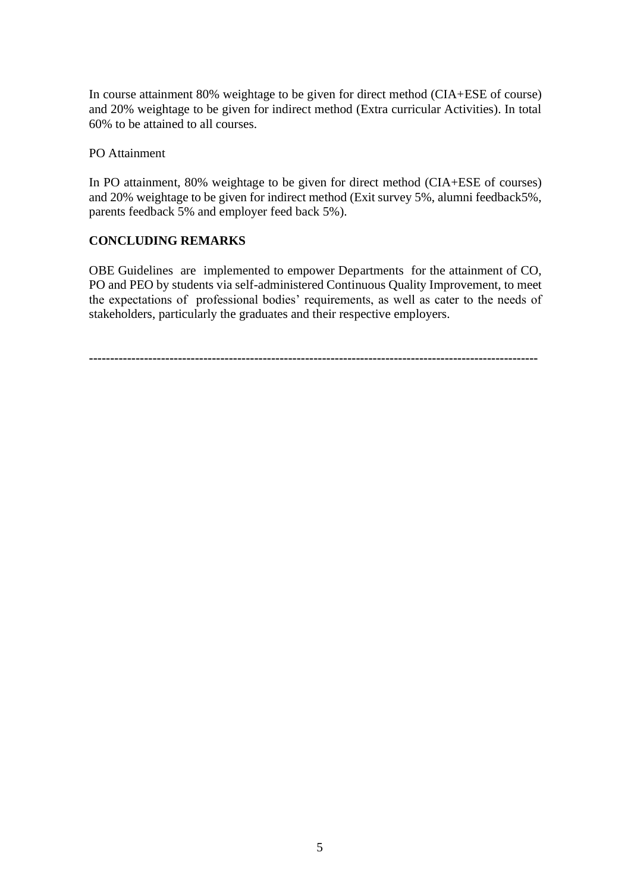In course attainment 80% weightage to be given for direct method (CIA+ESE of course) and 20% weightage to be given for indirect method (Extra curricular Activities). In total 60% to be attained to all courses.

PO Attainment

In PO attainment, 80% weightage to be given for direct method (CIA+ESE of courses) and 20% weightage to be given for indirect method (Exit survey 5%, alumni feedback5%, parents feedback 5% and employer feed back 5%).

## CONCLUDING REMARKS

OBE Guidelines are implemented to empower Departments for the attainment of CO, PO and PEO by students via self-administered Continuous Quality Improvement, to meet the expectations of professional bodies' requirements, as well as cater to the needs of stakeholders, particularly the graduates and their respective employers.

-----------------------------------------------------------------------------------------------------------